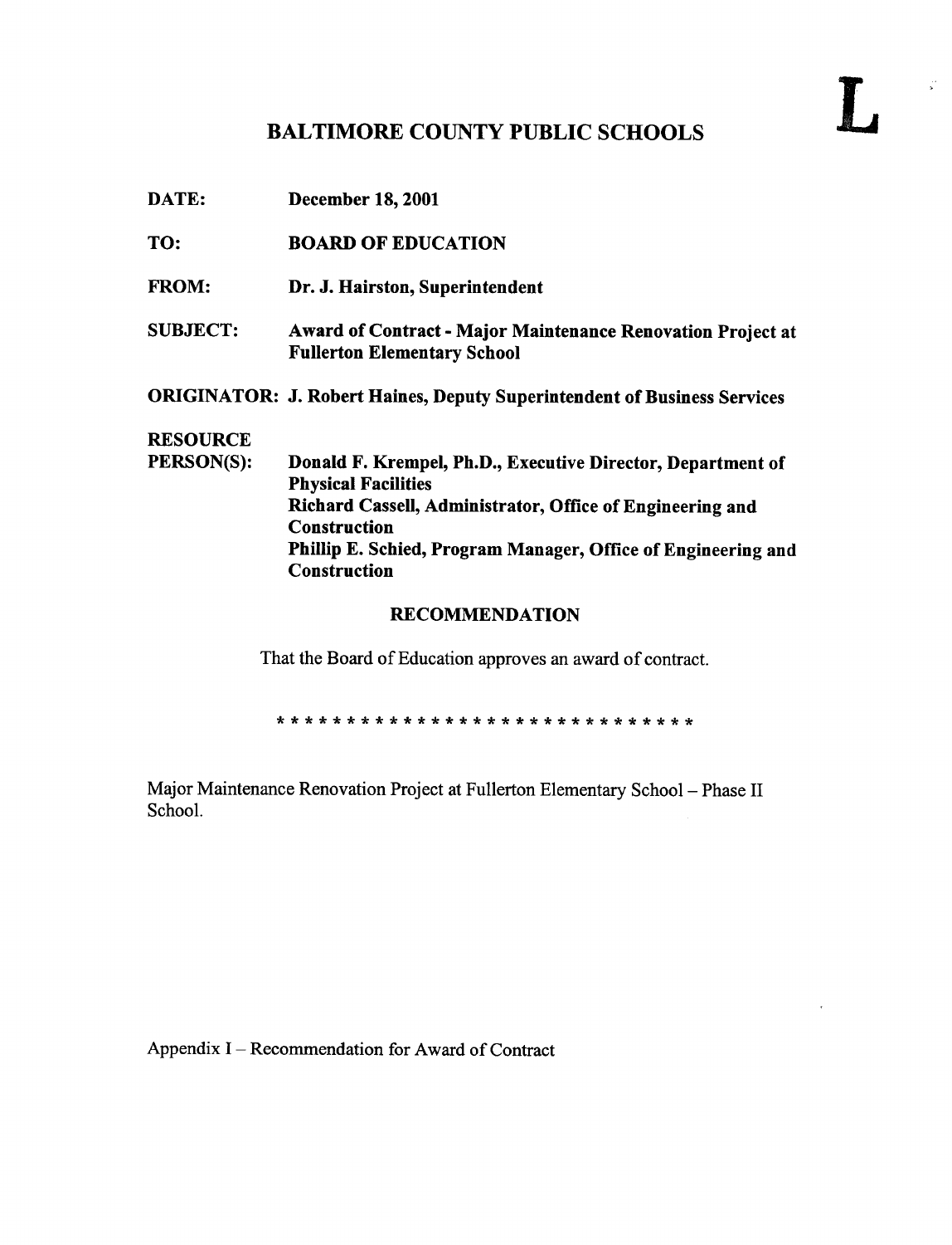**L**

# BALTIMORE COUNTY PUBLIC SCHOOLS

**DATE:** **December 18, 2001**

**TO:** **BOARD OF EDUCATION**

**FROM:** **Dr. J. Hairston, Superintendent**

**SUBJECT:** **Award of Contract - Major Maintenance Renovation Project at Fullerton Elementary School**

**ORIGINATOR:** **J. Robert Haines, Deputy Superintendent of Business Services**

**RESOURCE PERSON(S):** **Donald F. Krempel, Ph.D., Executive Director, Department of Physical Facilities**
**Richard Cassell, Administrator, Office of Engineering and Construction**
**Phillip E. Schied, Program Manager, Office of Engineering and Construction**

## RECOMMENDATION

That the Board of Education approves an award of contract.

* * * * * * * * * * * * * * * * * * * * * * * * * * * * * * *

Major Maintenance Renovation Project at Fullerton Elementary School – Phase II School.

Appendix I – Recommendation for Award of Contract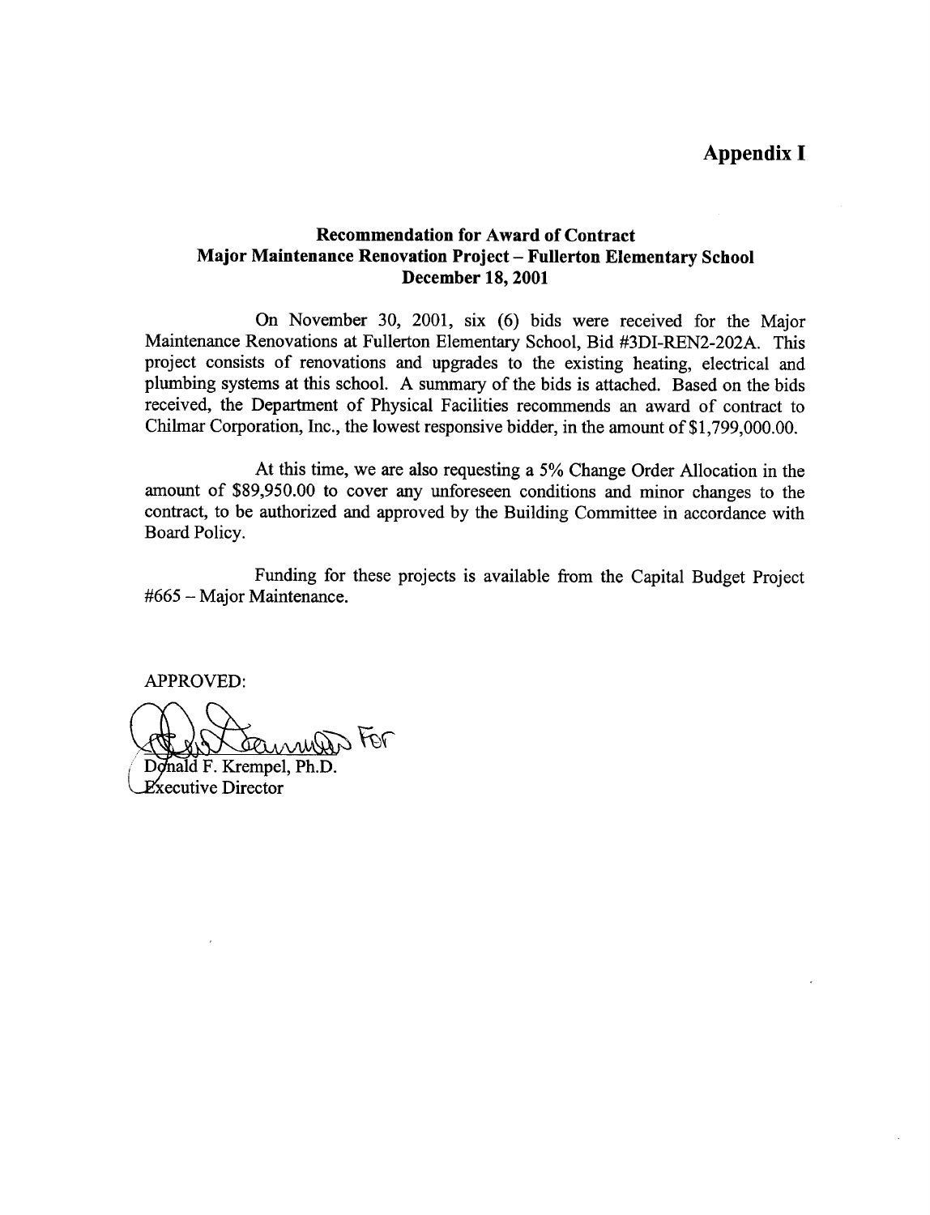# Appendix I

## Recommendation for Award of Contract
## Major Maintenance Renovation Project – Fullerton Elementary School
## December 18, 2001

On November 30, 2001, six (6) bids were received for the Major Maintenance Renovations at Fullerton Elementary School, Bid #3DI-REN2-202A. This project consists of renovations and upgrades to the existing heating, electrical and plumbing systems at this school. A summary of the bids is attached. Based on the bids received, the Department of Physical Facilities recommends an award of contract to Chilmar Corporation, Inc., the lowest responsive bidder, in the amount of $1,799,000.00.

At this time, we are also requesting a 5% Change Order Allocation in the amount of $89,950.00 to cover any unforeseen conditions and minor changes to the contract, to be authorized and approved by the Building Committee in accordance with Board Policy.

Funding for these projects is available from the Capital Budget Project #665 – Major Maintenance.

APPROVED:

For

Donald F. Krempel, Ph.D.
Executive Director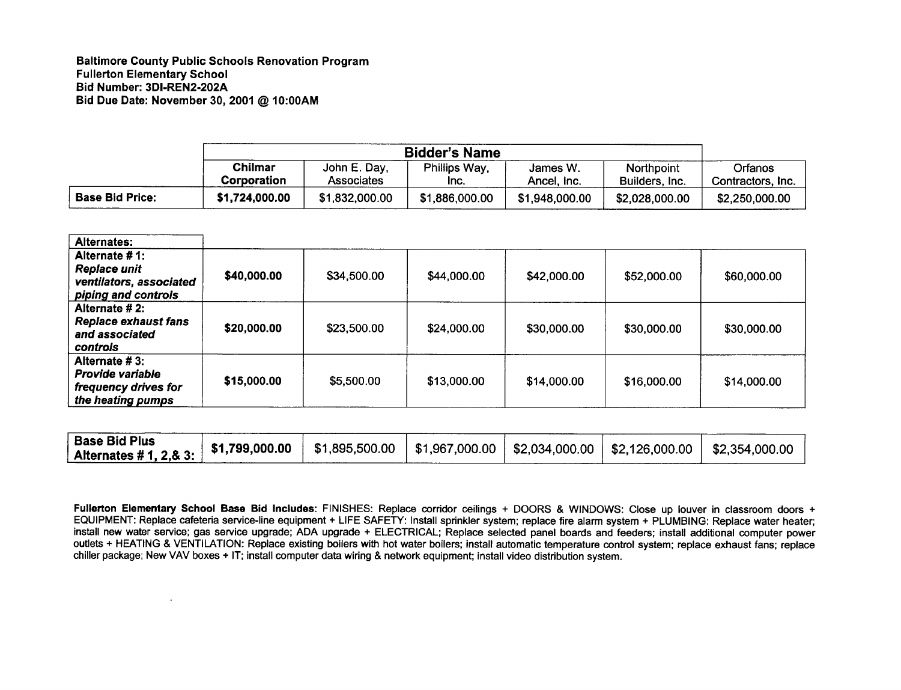**Baltimore County Public Schools Renovation Program**
**Fullerton Elementary School**
**Bid Number: 3DI-REN2-202A**
**Bid Due Date: November 30, 2001 @ 10:00AM**

| | Bidder's Name | | | | | |
|---|---|---|---|---|---|---|
| | **Chilmar Corporation** | John E. Day, Associates | Phillips Way, Inc. | James W. Ancel, Inc. | Northpoint Builders, Inc. | Orfanos Contractors, Inc. |
| **Base Bid Price:** | **$1,724,000.00** | $1,832,000.00 | $1,886,000.00 | $1,948,000.00 | $2,028,000.00 | $2,250,000.00 |
| **Alternates:** | | | | | | |
| **Alternate # 1:** ***Replace unit ventilators, associated piping and controls*** | **$40,000.00** | $34,500.00 | $44,000.00 | $42,000.00 | $52,000.00 | $60,000.00 |
| **Alternate # 2:** ***Replace exhaust fans and associated controls*** | **$20,000.00** | $23,500.00 | $24,000.00 | $30,000.00 | $30,000.00 | $30,000.00 |
| **Alternate # 3:** ***Provide variable frequency drives for the heating pumps*** | **$15,000.00** | $5,500.00 | $13,000.00 | $14,000.00 | $16,000.00 | $14,000.00 |
| **Base Bid Plus Alternates # 1, 2,& 3:** | **$1,799,000.00** | $1,895,500.00 | $1,967,000.00 | $2,034,000.00 | $2,126,000.00 | $2,354,000.00 |

**Fullerton Elementary School Base Bid Includes**: FINISHES: Replace corridor ceilings + DOORS & WINDOWS: Close up louver in classroom doors + EQUIPMENT: Replace cafeteria service-line equipment + LIFE SAFETY: Install sprinkler system; replace fire alarm system + PLUMBING: Replace water heater; install new water service; gas service upgrade; ADA upgrade + ELECTRICAL; Replace selected panel boards and feeders; install additional computer power outlets + HEATING & VENTILATION: Replace existing boilers with hot water boilers; install automatic temperature control system; replace exhaust fans; replace chiller package; New VAV boxes + IT; install computer data wiring & network equipment; install video distribution system.